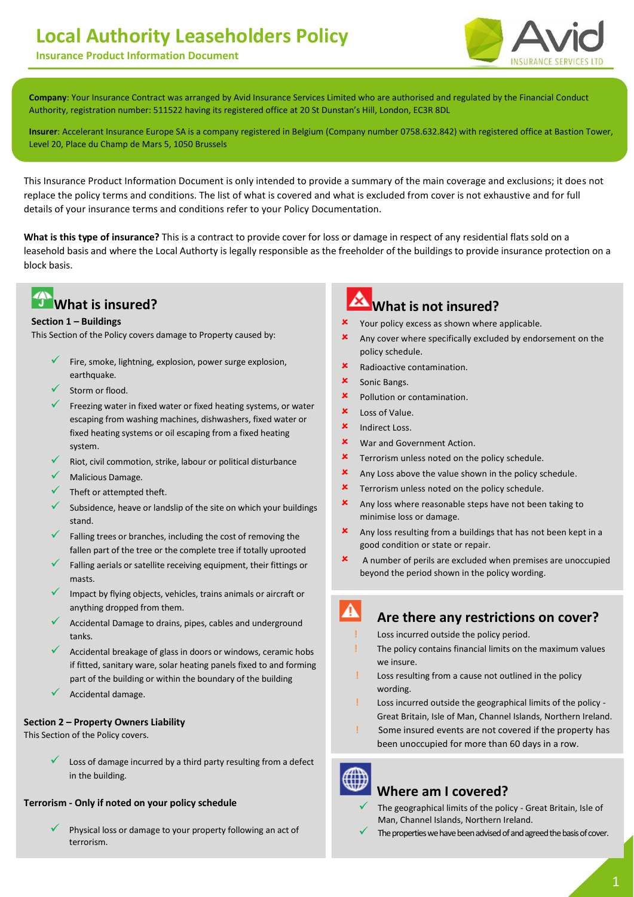# Local Authority Leaseholders Policy

**Insurance Product Information Document**

**Company**: Your Insurance Contract was arranged by Avid Insurance Services Limited who are authorised and regulated by the Financial Conduct Authority, registration number: 511522 having its registered office at 20 St Dunstan's Hill, London, EC3R 8DL

**Insurer**: Accelerant Insurance Europe SA is a company registered in Belgium (Company number 0758.632.842) with registered office at Bastion Tower, Level 20, Place du Champ de Mars 5, 1050 Brussels

This Insurance Product Information Document is only intended to provide a summary of the main coverage and exclusions; it does not replace the policy terms and conditions. The list of what is covered and what is excluded from cover is not exhaustive and for full details of your insurance terms and conditions refer to your Policy Documentation.

**What is this type of insurance?** This is a contract to provide cover for loss or damage in respect of any residential flats sold on a leasehold basis and where the Local Authority is legally responsible as the freeholder of the buildings to provide insurance protection on a block basis.

## What is insured?

**Section 1 – Buildings**

This Section of the Policy covers damage to Property caused by:

- ✓ Fire, smoke, lightning, explosion, power surge explosion, earthquake.
- ✓ Storm or flood.
- ✓ Freezing water in fixed water or fixed heating systems, or water escaping from washing machines, dishwashers, fixed water or fixed heating systems or oil escaping from a fixed heating system.
- ✓ Riot, civil commotion, strike, labour or political disturbance
- ✓ Malicious Damage.
- ✓ Theft or attempted theft.
- ✓ Subsidence, heave or landslip of the site on which your buildings stand.
- ✓ Falling trees or branches, including the cost of removing the fallen part of the tree or the complete tree if totally uprooted
- ✓ Falling aerials or satellite receiving equipment, their fittings or masts.
- ✓ Impact by flying objects, vehicles, trains animals or aircraft or anything dropped from them.
- ✓ Accidental Damage to drains, pipes, cables and underground tanks.
- ✓ Accidental breakage of glass in doors or windows, ceramic hobs if fitted, sanitary ware, solar heating panels fixed to and forming part of the building or within the boundary of the building
- ✓ Accidental damage.

**Section 2 – Property Owners Liability**

This Section of the Policy covers.

- ✓ Loss of damage incurred by a third party resulting from a defect in the building.

**Terrorism - Only if noted on your policy schedule**

- ✓ Physical loss or damage to your property following an act of terrorism.

## What is not insured?

- ✗ Your policy excess as shown where applicable.
- ✗ Any cover where specifically excluded by endorsement on the policy schedule.
- ✗ Radioactive contamination.
- ✗ Sonic Bangs.
- ✗ Pollution or contamination.
- ✗ Loss of Value.
- ✗ Indirect Loss.
- ✗ War and Government Action.
- ✗ Terrorism unless noted on the policy schedule.
- ✗ Any Loss above the value shown in the policy schedule.
- ✗ Terrorism unless noted on the policy schedule.
- ✗ Any loss where reasonable steps have not been taking to minimise loss or damage.
- ✗ Any loss resulting from a buildings that has not been kept in a good condition or state or repair.
- ✗ A number of perils are excluded when premises are unoccupied beyond the period shown in the policy wording.

## Are there any restrictions on cover?

- ! Loss incurred outside the policy period.
- ! The policy contains financial limits on the maximum values we insure.
- ! Loss resulting from a cause not outlined in the policy wording.
- ! Loss incurred outside the geographical limits of the policy - Great Britain, Isle of Man, Channel Islands, Northern Ireland.
- ! Some insured events are not covered if the property has been unoccupied for more than 60 days in a row.

## Where am I covered?

- ✓ The geographical limits of the policy - Great Britain, Isle of Man, Channel Islands, Northern Ireland.
- ✓ The properties we have been advised of and agreed the basis of cover.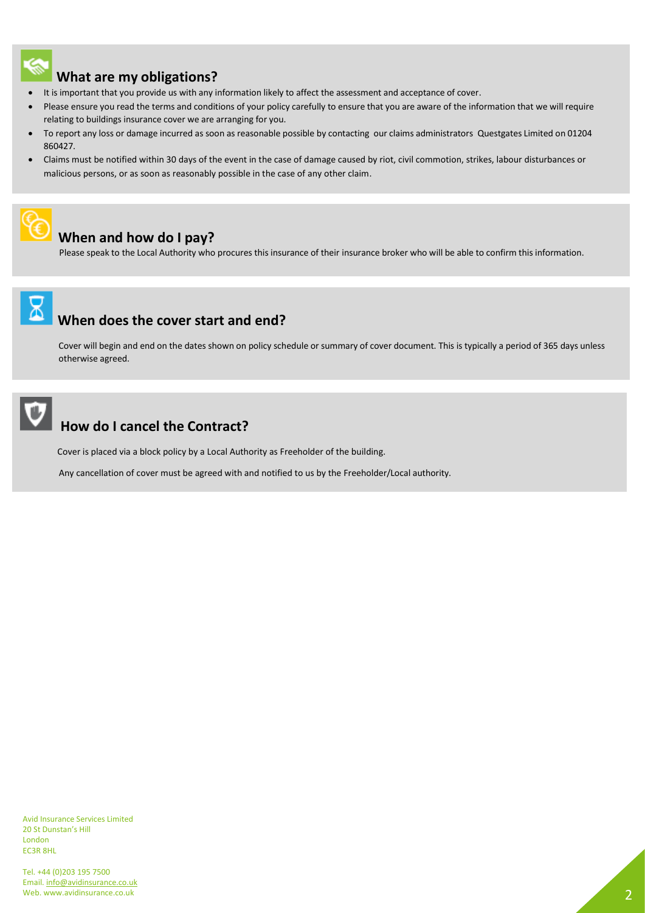## What are my obligations?

- It is important that you provide us with any information likely to affect the assessment and acceptance of cover.
- Please ensure you read the terms and conditions of your policy carefully to ensure that you are aware of the information that we will require relating to buildings insurance cover we are arranging for you.
- To report any loss or damage incurred as soon as reasonable possible by contacting our claims administrators Questgates Limited on 01204 860427.
- Claims must be notified within 30 days of the event in the case of damage caused by riot, civil commotion, strikes, labour disturbances or malicious persons, or as soon as reasonably possible in the case of any other claim.

## When and how do I pay?

Please speak to the Local Authority who procures this insurance of their insurance broker who will be able to confirm this information.

## When does the cover start and end?

Cover will begin and end on the dates shown on policy schedule or summary of cover document. This is typically a period of 365 days unless otherwise agreed.

## How do I cancel the Contract?

Cover is placed via a block policy by a Local Authority as Freeholder of the building.

Any cancellation of cover must be agreed with and notified to us by the Freeholder/Local authority.

Avid Insurance Services Limited
20 St Dunstan's Hill
London
EC3R 8HL

Tel. +44 (0)203 195 7500
Email. info@avidinsurance.co.uk
Web. www.avidinsurance.co.uk